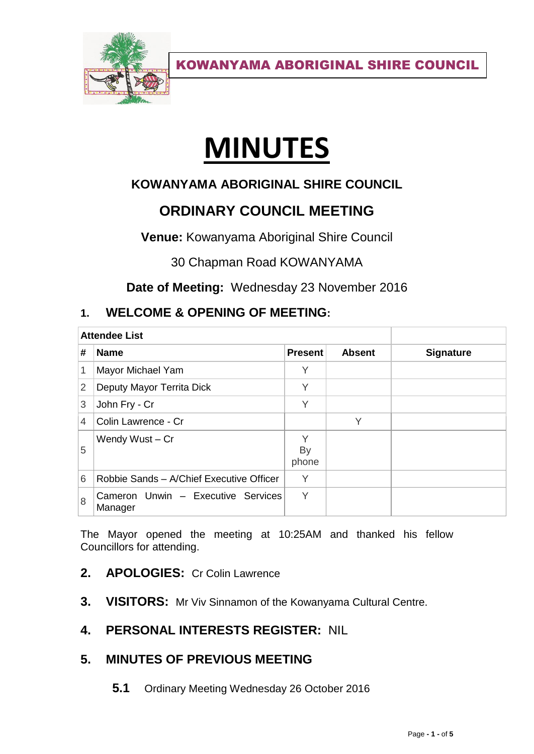**KOWANYAMA ABORIGINAL SHIRE COUNCIL**

# MINUTES

## KOWANYAMA ABORIGINAL SHIRE COUNCIL

## ORDINARY COUNCIL MEETING

**Venue:** Kowanyama Aboriginal Shire Council

30 Chapman Road KOWANYAMA

**Date of Meeting:** Wednesday 23 November 2016

### 1. WELCOME & OPENING OF MEETING:

| Attendee List | | | | |
|---|---|---|---|---|
| # | Name | Present | Absent | Signature |
| 1 | Mayor Michael Yam | Y | | |
| 2 | Deputy Mayor Territa Dick | Y | | |
| 3 | John Fry - Cr | Y | | |
| 4 | Colin Lawrence - Cr | | Y | |
| 5 | Wendy Wust – Cr | Y By phone | | |
| 6 | Robbie Sands – A/Chief Executive Officer | Y | | |
| 8 | Cameron Unwin – Executive Services Manager | Y | | |

The Mayor opened the meeting at 10:25AM and thanked his fellow Councillors for attending.

### 2. APOLOGIES: Cr Colin Lawrence

### 3. VISITORS: Mr Viv Sinnamon of the Kowanyama Cultural Centre.

### 4. PERSONAL INTERESTS REGISTER: NIL

### 5. MINUTES OF PREVIOUS MEETING

**5.1** Ordinary Meeting Wednesday 26 October 2016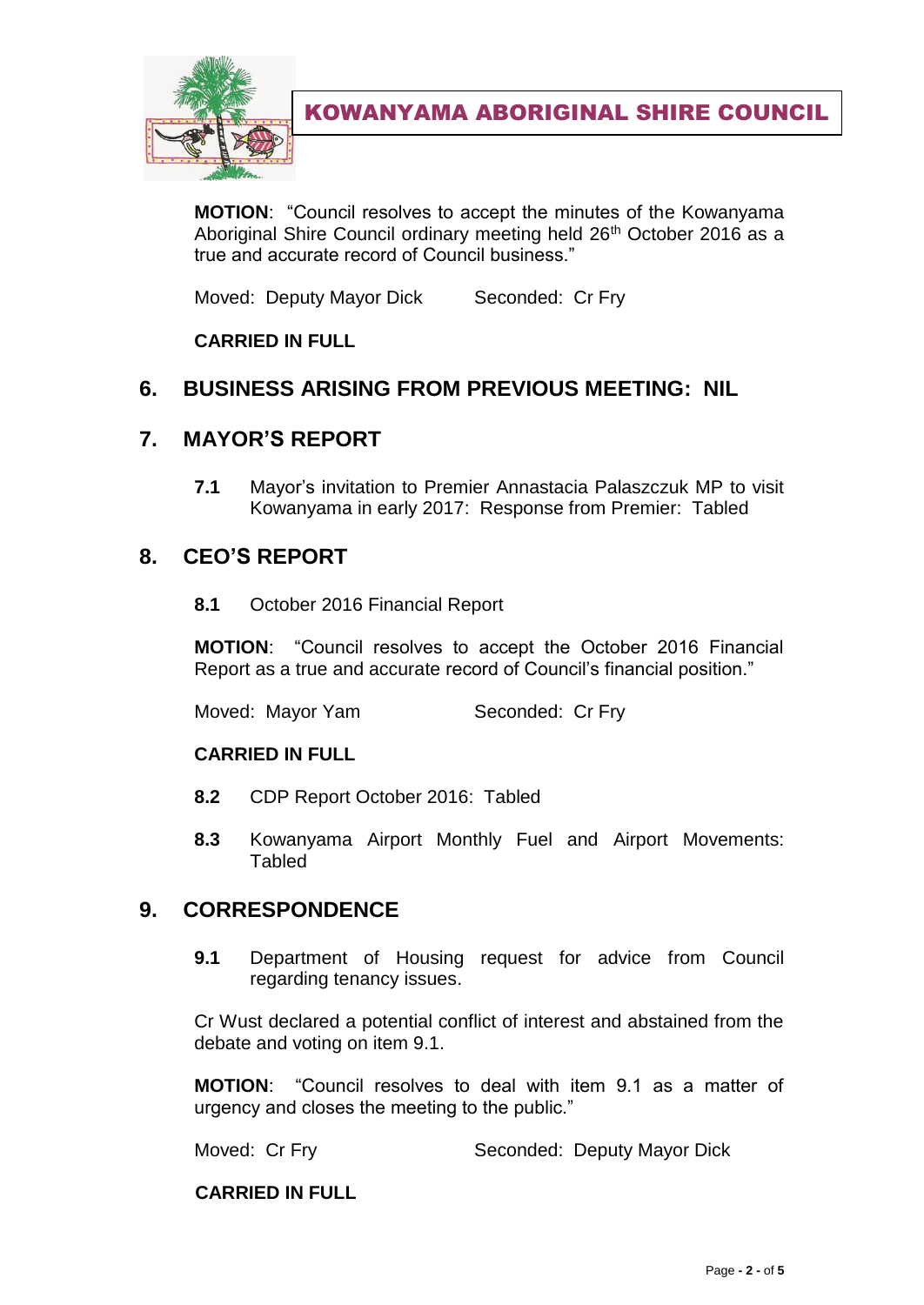**MOTION**: "Council resolves to accept the minutes of the Kowanyama Aboriginal Shire Council ordinary meeting held 26th October 2016 as a true and accurate record of Council business."

Moved: Deputy Mayor Dick    Seconded: Cr Fry

**CARRIED IN FULL**

## 6. BUSINESS ARISING FROM PREVIOUS MEETING: NIL

## 7. MAYOR'S REPORT

**7.1** Mayor's invitation to Premier Annastacia Palaszczuk MP to visit Kowanyama in early 2017: Response from Premier: Tabled

## 8. CEO'S REPORT

**8.1** October 2016 Financial Report

**MOTION**: "Council resolves to accept the October 2016 Financial Report as a true and accurate record of Council's financial position."

Moved: Mayor Yam    Seconded: Cr Fry

**CARRIED IN FULL**

**8.2** CDP Report October 2016: Tabled

**8.3** Kowanyama Airport Monthly Fuel and Airport Movements: Tabled

## 9. CORRESPONDENCE

**9.1** Department of Housing request for advice from Council regarding tenancy issues.

Cr Wust declared a potential conflict of interest and abstained from the debate and voting on item 9.1.

**MOTION**: "Council resolves to deal with item 9.1 as a matter of urgency and closes the meeting to the public."

Moved: Cr Fry    Seconded: Deputy Mayor Dick

**CARRIED IN FULL**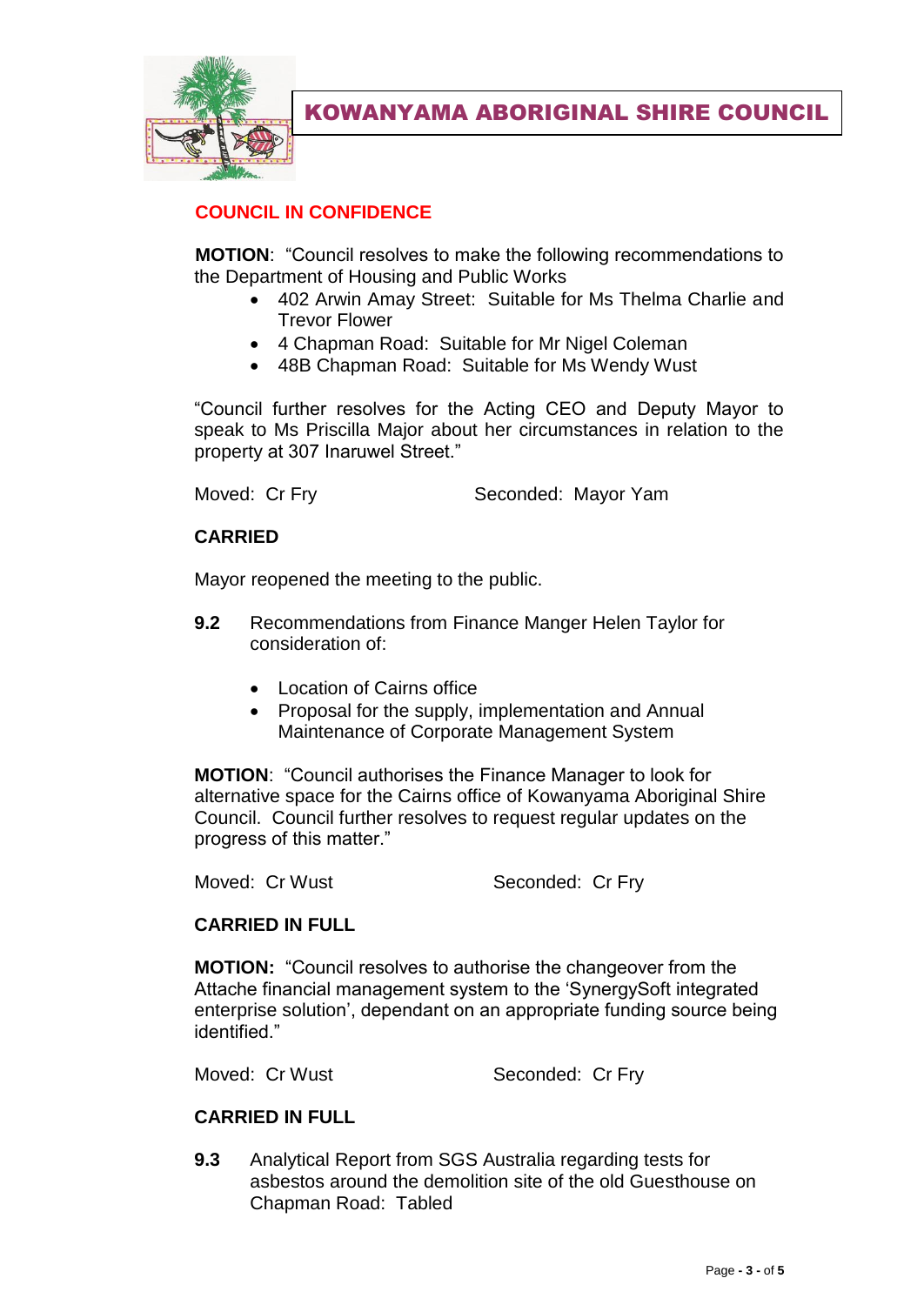**COUNCIL IN CONFIDENCE**

**MOTION**: "Council resolves to make the following recommendations to the Department of Housing and Public Works

- 402 Arwin Amay Street: Suitable for Ms Thelma Charlie and Trevor Flower
- 4 Chapman Road: Suitable for Mr Nigel Coleman
- 48B Chapman Road: Suitable for Ms Wendy Wust

"Council further resolves for the Acting CEO and Deputy Mayor to speak to Ms Priscilla Major about her circumstances in relation to the property at 307 Inaruwel Street."

Moved: Cr Fry Seconded: Mayor Yam

**CARRIED**

Mayor reopened the meeting to the public.

**9.2** Recommendations from Finance Manger Helen Taylor for consideration of:

- Location of Cairns office
- Proposal for the supply, implementation and Annual Maintenance of Corporate Management System

**MOTION**: "Council authorises the Finance Manager to look for alternative space for the Cairns office of Kowanyama Aboriginal Shire Council. Council further resolves to request regular updates on the progress of this matter."

Moved: Cr Wust Seconded: Cr Fry

**CARRIED IN FULL**

**MOTION:** "Council resolves to authorise the changeover from the Attache financial management system to the 'SynergySoft integrated enterprise solution', dependant on an appropriate funding source being identified."

Moved: Cr Wust Seconded: Cr Fry

**CARRIED IN FULL**

**9.3** Analytical Report from SGS Australia regarding tests for asbestos around the demolition site of the old Guesthouse on Chapman Road: Tabled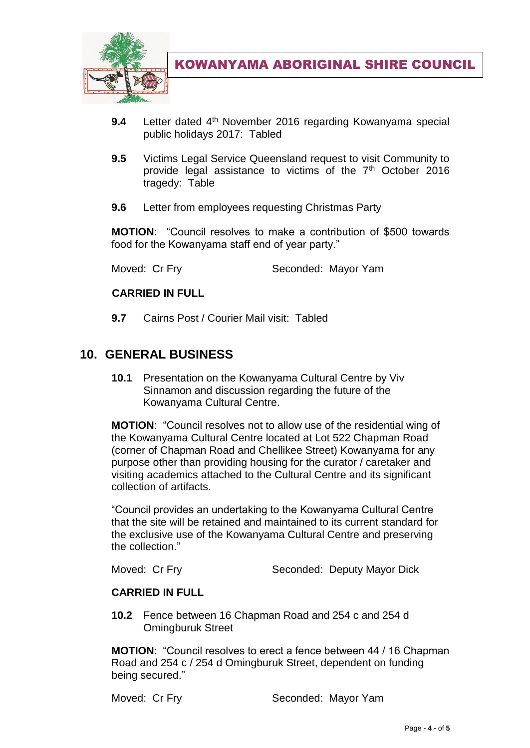**9.4** Letter dated 4th November 2016 regarding Kowanyama special public holidays 2017: Tabled

**9.5** Victims Legal Service Queensland request to visit Community to provide legal assistance to victims of the 7th October 2016 tragedy: Table

**9.6** Letter from employees requesting Christmas Party

**MOTION**: "Council resolves to make a contribution of $500 towards food for the Kowanyama staff end of year party."

Moved: Cr Fry Seconded: Mayor Yam

**CARRIED IN FULL**

**9.7** Cairns Post / Courier Mail visit: Tabled

## 10. GENERAL BUSINESS

**10.1** Presentation on the Kowanyama Cultural Centre by Viv Sinnamon and discussion regarding the future of the Kowanyama Cultural Centre.

**MOTION**: "Council resolves not to allow use of the residential wing of the Kowanyama Cultural Centre located at Lot 522 Chapman Road (corner of Chapman Road and Chellikee Street) Kowanyama for any purpose other than providing housing for the curator / caretaker and visiting academics attached to the Cultural Centre and its significant collection of artifacts.

"Council provides an undertaking to the Kowanyama Cultural Centre that the site will be retained and maintained to its current standard for the exclusive use of the Kowanyama Cultural Centre and preserving the collection."

Moved: Cr Fry Seconded: Deputy Mayor Dick

**CARRIED IN FULL**

**10.2** Fence between 16 Chapman Road and 254 c and 254 d Omingburuk Street

**MOTION**: "Council resolves to erect a fence between 44 / 16 Chapman Road and 254 c / 254 d Omingburuk Street, dependent on funding being secured."

Moved: Cr Fry Seconded: Mayor Yam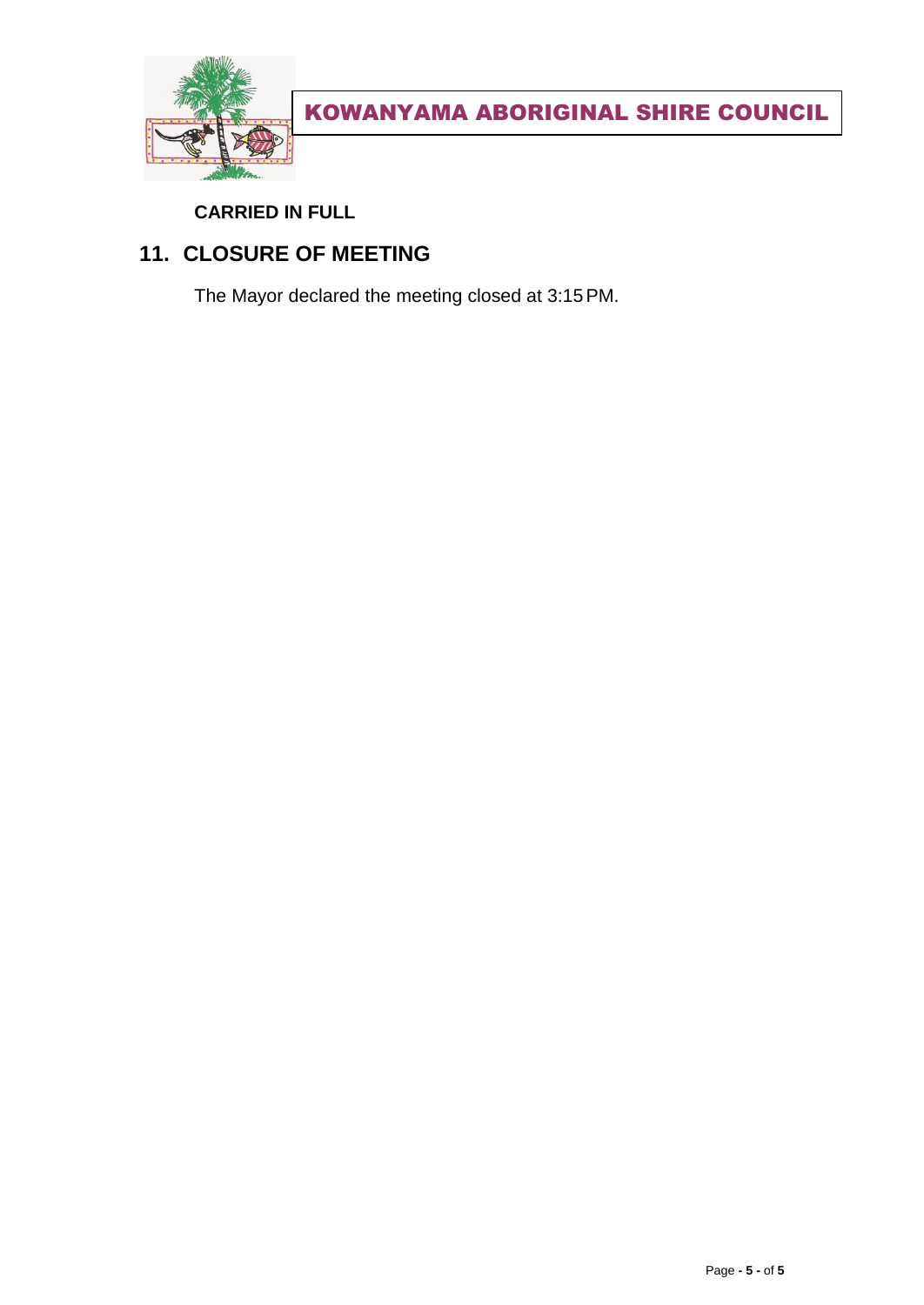**CARRIED IN FULL**

## 11. CLOSURE OF MEETING

The Mayor declared the meeting closed at 3:15 PM.